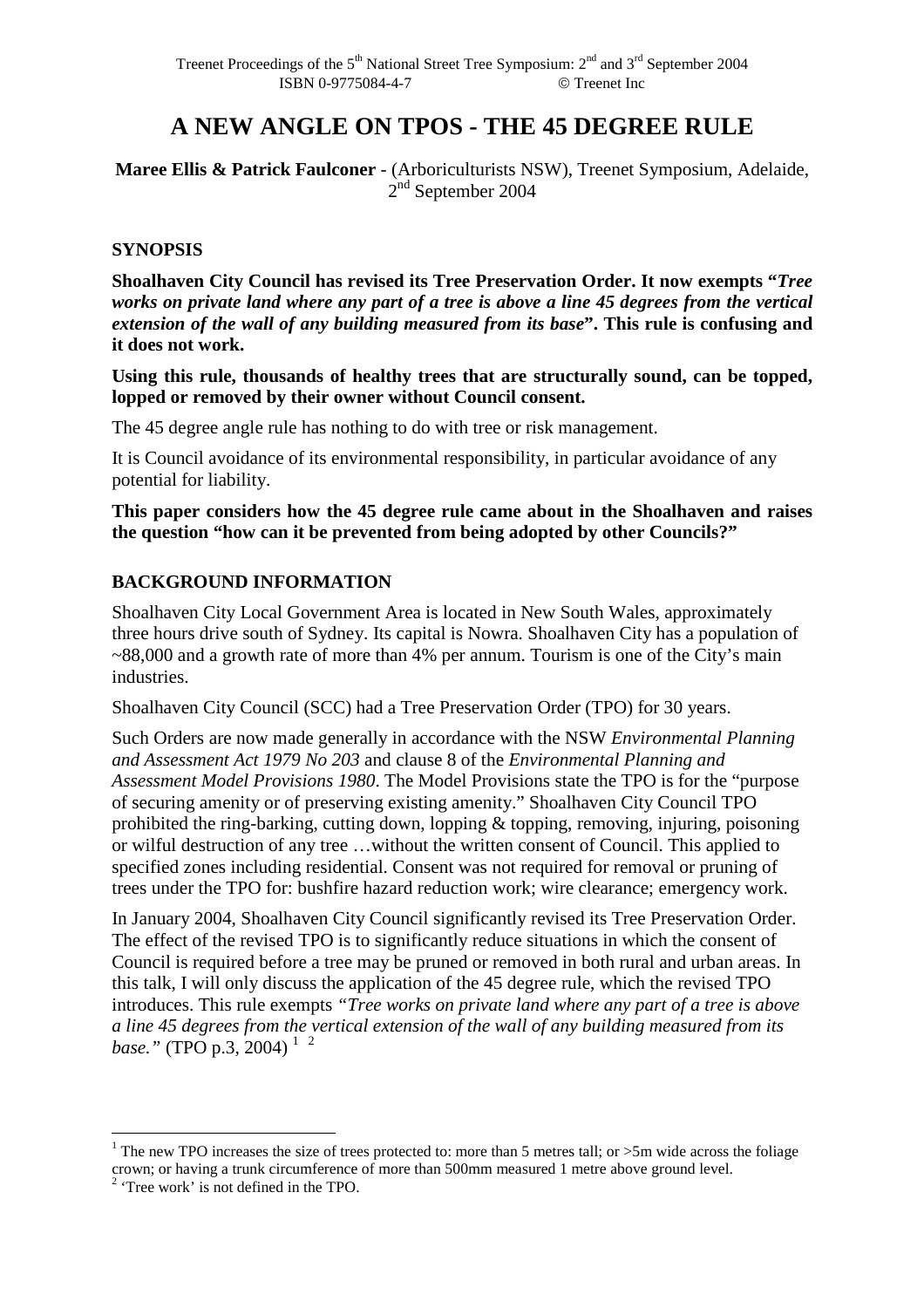# A NEW ANGLE ON TPOS - THE 45 DEGREE RULE

**Maree Ellis & Patrick Faulconer** - (Arboriculturists NSW), Treenet Symposium, Adelaide, 2nd September 2004

## SYNOPSIS

**Shoalhaven City Council has revised its Tree Preservation Order. It now exempts "*Tree works on private land where any part of a tree is above a line 45 degrees from the vertical extension of the wall of any building measured from its base*". This rule is confusing and it does not work.**

**Using this rule, thousands of healthy trees that are structurally sound, can be topped, lopped or removed by their owner without Council consent.**

The 45 degree angle rule has nothing to do with tree or risk management.

It is Council avoidance of its environmental responsibility, in particular avoidance of any potential for liability.

**This paper considers how the 45 degree rule came about in the Shoalhaven and raises the question "how can it be prevented from being adopted by other Councils?"**

## BACKGROUND INFORMATION

Shoalhaven City Local Government Area is located in New South Wales, approximately three hours drive south of Sydney. Its capital is Nowra. Shoalhaven City has a population of ~88,000 and a growth rate of more than 4% per annum. Tourism is one of the City's main industries.

Shoalhaven City Council (SCC) had a Tree Preservation Order (TPO) for 30 years.

Such Orders are now made generally in accordance with the NSW *Environmental Planning and Assessment Act 1979 No 203* and clause 8 of the *Environmental Planning and Assessment Model Provisions 1980*. The Model Provisions state the TPO is for the "purpose of securing amenity or of preserving existing amenity." Shoalhaven City Council TPO prohibited the ring-barking, cutting down, lopping & topping, removing, injuring, poisoning or wilful destruction of any tree …without the written consent of Council. This applied to specified zones including residential. Consent was not required for removal or pruning of trees under the TPO for: bushfire hazard reduction work; wire clearance; emergency work.

In January 2004, Shoalhaven City Council significantly revised its Tree Preservation Order. The effect of the revised TPO is to significantly reduce situations in which the consent of Council is required before a tree may be pruned or removed in both rural and urban areas. In this talk, I will only discuss the application of the 45 degree rule, which the revised TPO introduces. This rule exempts *"Tree works on private land where any part of a tree is above a line 45 degrees from the vertical extension of the wall of any building measured from its base."* (TPO p.3, 2004) [1] [2]

---

[1] The new TPO increases the size of trees protected to: more than 5 metres tall; or >5m wide across the foliage crown; or having a trunk circumference of more than 500mm measured 1 metre above ground level.

[2] 'Tree work' is not defined in the TPO.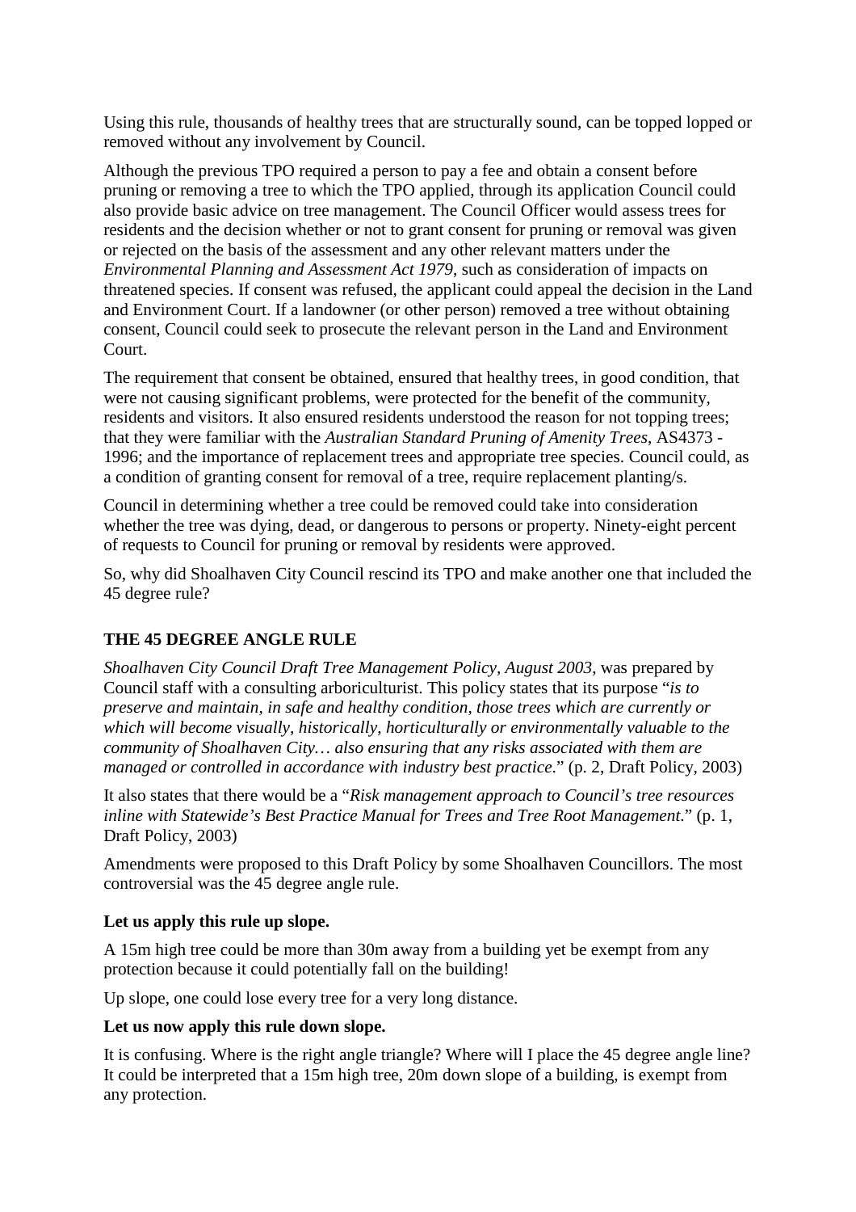Using this rule, thousands of healthy trees that are structurally sound, can be topped lopped or removed without any involvement by Council.

Although the previous TPO required a person to pay a fee and obtain a consent before pruning or removing a tree to which the TPO applied, through its application Council could also provide basic advice on tree management. The Council Officer would assess trees for residents and the decision whether or not to grant consent for pruning or removal was given or rejected on the basis of the assessment and any other relevant matters under the *Environmental Planning and Assessment Act 1979*, such as consideration of impacts on threatened species. If consent was refused, the applicant could appeal the decision in the Land and Environment Court. If a landowner (or other person) removed a tree without obtaining consent, Council could seek to prosecute the relevant person in the Land and Environment Court.

The requirement that consent be obtained, ensured that healthy trees, in good condition, that were not causing significant problems, were protected for the benefit of the community, residents and visitors. It also ensured residents understood the reason for not topping trees; that they were familiar with the *Australian Standard Pruning of Amenity Trees*, AS4373 - 1996; and the importance of replacement trees and appropriate tree species. Council could, as a condition of granting consent for removal of a tree, require replacement planting/s.

Council in determining whether a tree could be removed could take into consideration whether the tree was dying, dead, or dangerous to persons or property. Ninety-eight percent of requests to Council for pruning or removal by residents were approved.

So, why did Shoalhaven City Council rescind its TPO and make another one that included the 45 degree rule?

**THE 45 DEGREE ANGLE RULE**

*Shoalhaven City Council Draft Tree Management Policy, August 2003*, was prepared by Council staff with a consulting arboriculturist. This policy states that its purpose "*is to preserve and maintain, in safe and healthy condition, those trees which are currently or which will become visually, historically, horticulturally or environmentally valuable to the community of Shoalhaven City… also ensuring that any risks associated with them are managed or controlled in accordance with industry best practice*." (p. 2, Draft Policy, 2003)

It also states that there would be a "*Risk management approach to Council's tree resources inline with Statewide's Best Practice Manual for Trees and Tree Root Management*." (p. 1, Draft Policy, 2003)

Amendments were proposed to this Draft Policy by some Shoalhaven Councillors. The most controversial was the 45 degree angle rule.

**Let us apply this rule up slope.**

A 15m high tree could be more than 30m away from a building yet be exempt from any protection because it could potentially fall on the building!

Up slope, one could lose every tree for a very long distance.

**Let us now apply this rule down slope.**

It is confusing. Where is the right angle triangle? Where will I place the 45 degree angle line? It could be interpreted that a 15m high tree, 20m down slope of a building, is exempt from any protection.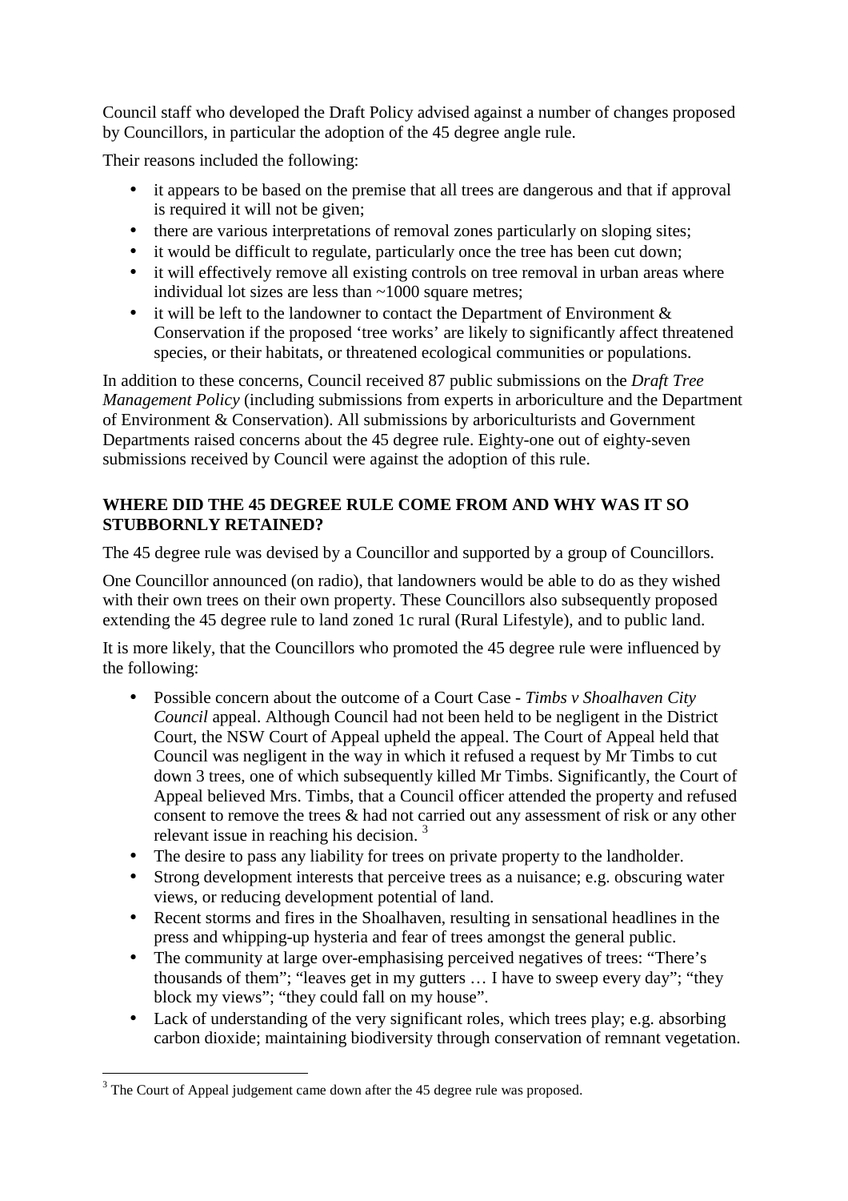Council staff who developed the Draft Policy advised against a number of changes proposed by Councillors, in particular the adoption of the 45 degree angle rule.

Their reasons included the following:

- it appears to be based on the premise that all trees are dangerous and that if approval is required it will not be given;
- there are various interpretations of removal zones particularly on sloping sites;
- it would be difficult to regulate, particularly once the tree has been cut down;
- it will effectively remove all existing controls on tree removal in urban areas where individual lot sizes are less than ~1000 square metres;
- it will be left to the landowner to contact the Department of Environment & Conservation if the proposed 'tree works' are likely to significantly affect threatened species, or their habitats, or threatened ecological communities or populations.

In addition to these concerns, Council received 87 public submissions on the *Draft Tree Management Policy* (including submissions from experts in arboriculture and the Department of Environment & Conservation). All submissions by arboriculturists and Government Departments raised concerns about the 45 degree rule. Eighty-one out of eighty-seven submissions received by Council were against the adoption of this rule.

**WHERE DID THE 45 DEGREE RULE COME FROM AND WHY WAS IT SO STUBBORNLY RETAINED?**

The 45 degree rule was devised by a Councillor and supported by a group of Councillors.

One Councillor announced (on radio), that landowners would be able to do as they wished with their own trees on their own property. These Councillors also subsequently proposed extending the 45 degree rule to land zoned 1c rural (Rural Lifestyle), and to public land.

It is more likely, that the Councillors who promoted the 45 degree rule were influenced by the following:

- Possible concern about the outcome of a Court Case - *Timbs v Shoalhaven City Council* appeal. Although Council had not been held to be negligent in the District Court, the NSW Court of Appeal upheld the appeal. The Court of Appeal held that Council was negligent in the way in which it refused a request by Mr Timbs to cut down 3 trees, one of which subsequently killed Mr Timbs. Significantly, the Court of Appeal believed Mrs. Timbs, that a Council officer attended the property and refused consent to remove the trees & had not carried out any assessment of risk or any other relevant issue in reaching his decision. [3]
- The desire to pass any liability for trees on private property to the landholder.
- Strong development interests that perceive trees as a nuisance; e.g. obscuring water views, or reducing development potential of land.
- Recent storms and fires in the Shoalhaven, resulting in sensational headlines in the press and whipping-up hysteria and fear of trees amongst the general public.
- The community at large over-emphasising perceived negatives of trees: "There's thousands of them"; "leaves get in my gutters … I have to sweep every day"; "they block my views"; "they could fall on my house".
- Lack of understanding of the very significant roles, which trees play; e.g. absorbing carbon dioxide; maintaining biodiversity through conservation of remnant vegetation.

[3] The Court of Appeal judgement came down after the 45 degree rule was proposed.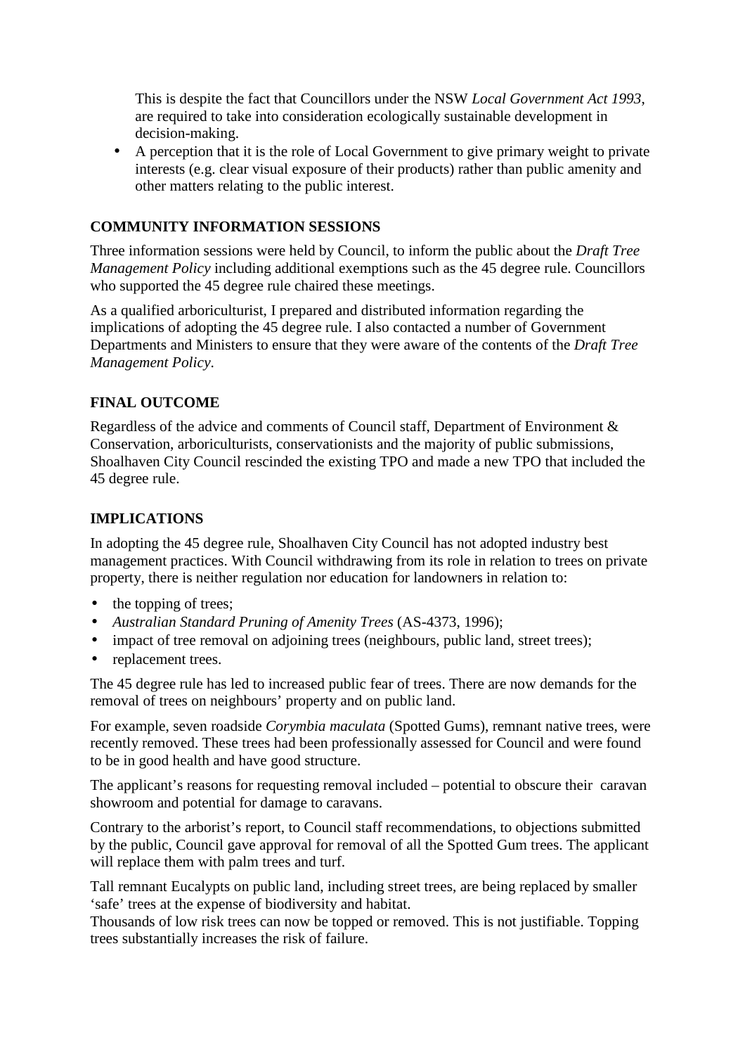This is despite the fact that Councillors under the NSW *Local Government Act 1993*, are required to take into consideration ecologically sustainable development in decision-making.

- A perception that it is the role of Local Government to give primary weight to private interests (e.g. clear visual exposure of their products) rather than public amenity and other matters relating to the public interest.

**COMMUNITY INFORMATION SESSIONS**

Three information sessions were held by Council, to inform the public about the *Draft Tree Management Policy* including additional exemptions such as the 45 degree rule. Councillors who supported the 45 degree rule chaired these meetings.

As a qualified arboriculturist, I prepared and distributed information regarding the implications of adopting the 45 degree rule. I also contacted a number of Government Departments and Ministers to ensure that they were aware of the contents of the *Draft Tree Management Policy*.

**FINAL OUTCOME**

Regardless of the advice and comments of Council staff, Department of Environment & Conservation, arboriculturists, conservationists and the majority of public submissions, Shoalhaven City Council rescinded the existing TPO and made a new TPO that included the 45 degree rule.

**IMPLICATIONS**

In adopting the 45 degree rule, Shoalhaven City Council has not adopted industry best management practices. With Council withdrawing from its role in relation to trees on private property, there is neither regulation nor education for landowners in relation to:

- the topping of trees;
- *Australian Standard Pruning of Amenity Trees* (AS-4373, 1996);
- impact of tree removal on adjoining trees (neighbours, public land, street trees);
- replacement trees.

The 45 degree rule has led to increased public fear of trees. There are now demands for the removal of trees on neighbours' property and on public land.

For example, seven roadside *Corymbia maculata* (Spotted Gums), remnant native trees, were recently removed. These trees had been professionally assessed for Council and were found to be in good health and have good structure.

The applicant's reasons for requesting removal included – potential to obscure their caravan showroom and potential for damage to caravans.

Contrary to the arborist's report, to Council staff recommendations, to objections submitted by the public, Council gave approval for removal of all the Spotted Gum trees. The applicant will replace them with palm trees and turf.

Tall remnant Eucalypts on public land, including street trees, are being replaced by smaller 'safe' trees at the expense of biodiversity and habitat.
Thousands of low risk trees can now be topped or removed. This is not justifiable. Topping trees substantially increases the risk of failure.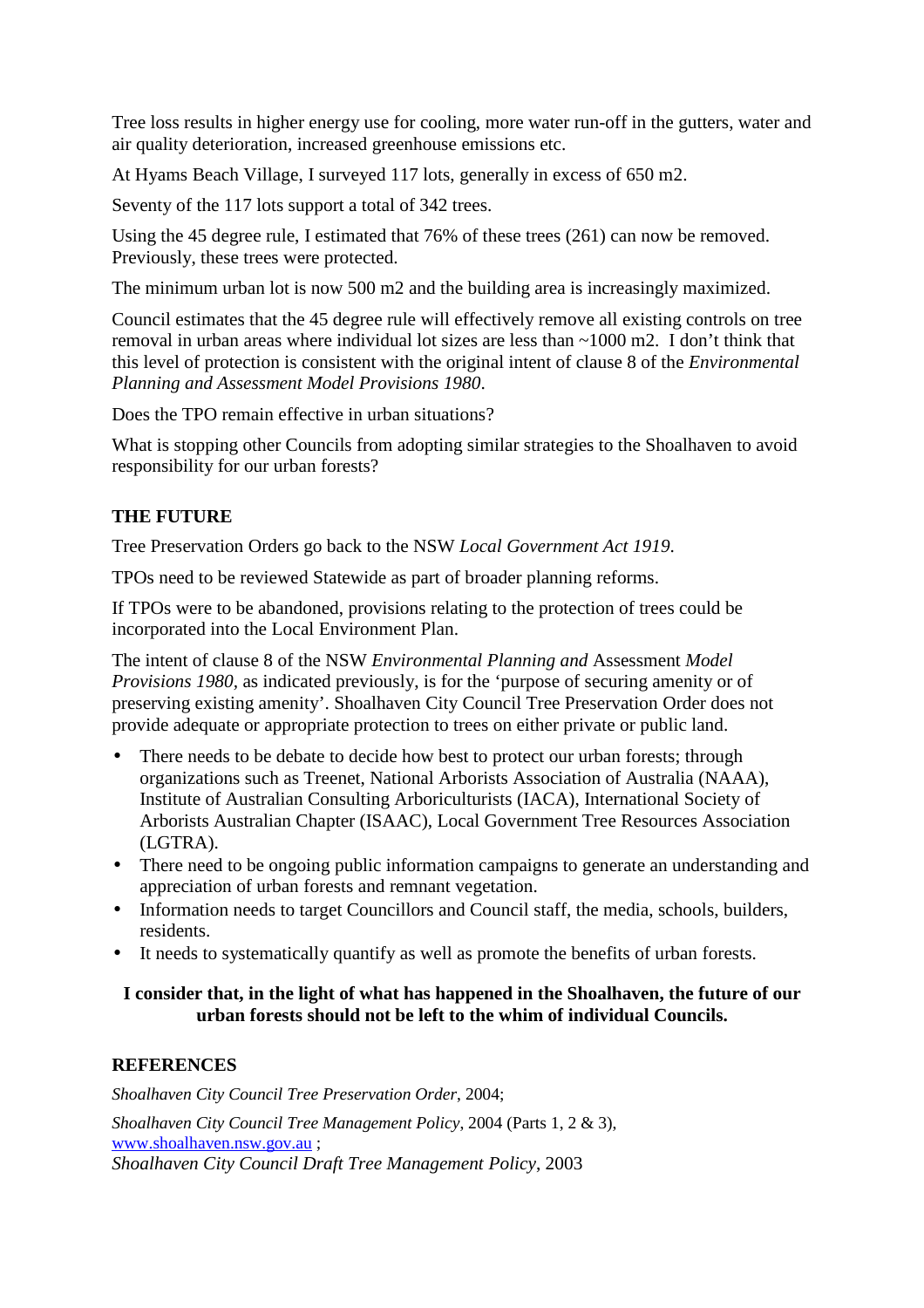Tree loss results in higher energy use for cooling, more water run-off in the gutters, water and air quality deterioration, increased greenhouse emissions etc.

At Hyams Beach Village, I surveyed 117 lots, generally in excess of 650 m2.

Seventy of the 117 lots support a total of 342 trees.

Using the 45 degree rule, I estimated that 76% of these trees (261) can now be removed. Previously, these trees were protected.

The minimum urban lot is now 500 m2 and the building area is increasingly maximized.

Council estimates that the 45 degree rule will effectively remove all existing controls on tree removal in urban areas where individual lot sizes are less than ~1000 m2. I don't think that this level of protection is consistent with the original intent of clause 8 of the *Environmental Planning and Assessment Model Provisions 1980*.

Does the TPO remain effective in urban situations?

What is stopping other Councils from adopting similar strategies to the Shoalhaven to avoid responsibility for our urban forests?

## THE FUTURE

Tree Preservation Orders go back to the NSW *Local Government Act 1919*.

TPOs need to be reviewed Statewide as part of broader planning reforms.

If TPOs were to be abandoned, provisions relating to the protection of trees could be incorporated into the Local Environment Plan.

The intent of clause 8 of the NSW *Environmental Planning and* Assessment *Model Provisions 1980*, as indicated previously, is for the 'purpose of securing amenity or of preserving existing amenity'. Shoalhaven City Council Tree Preservation Order does not provide adequate or appropriate protection to trees on either private or public land.

- There needs to be debate to decide how best to protect our urban forests; through organizations such as Treenet, National Arborists Association of Australia (NAAA), Institute of Australian Consulting Arboriculturists (IACA), International Society of Arborists Australian Chapter (ISAAC), Local Government Tree Resources Association (LGTRA).
- There need to be ongoing public information campaigns to generate an understanding and appreciation of urban forests and remnant vegetation.
- Information needs to target Councillors and Council staff, the media, schools, builders, residents.
- It needs to systematically quantify as well as promote the benefits of urban forests.

**I consider that, in the light of what has happened in the Shoalhaven, the future of our urban forests should not be left to the whim of individual Councils.**

## REFERENCES

*Shoalhaven City Council Tree Preservation Order*, 2004;

*Shoalhaven City Council Tree Management Policy*, 2004 (Parts 1, 2 & 3), www.shoalhaven.nsw.gov.au ;
*Shoalhaven City Council Draft Tree Management Policy*, 2003